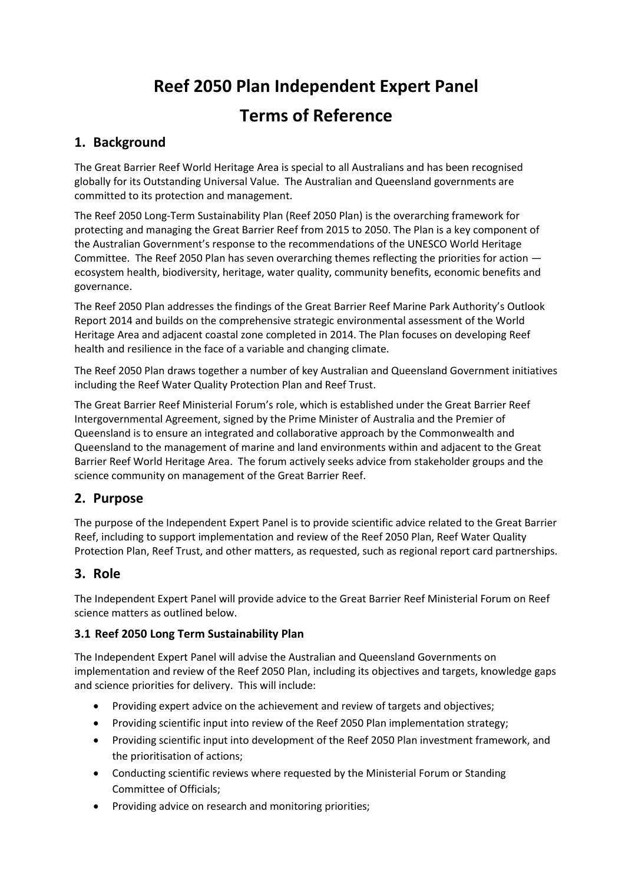# Reef 2050 Plan Independent Expert Panel

# Terms of Reference

## 1. Background

The Great Barrier Reef World Heritage Area is special to all Australians and has been recognised globally for its Outstanding Universal Value. The Australian and Queensland governments are committed to its protection and management.

The Reef 2050 Long-Term Sustainability Plan (Reef 2050 Plan) is the overarching framework for protecting and managing the Great Barrier Reef from 2015 to 2050. The Plan is a key component of the Australian Government's response to the recommendations of the UNESCO World Heritage Committee. The Reef 2050 Plan has seven overarching themes reflecting the priorities for action — ecosystem health, biodiversity, heritage, water quality, community benefits, economic benefits and governance.

The Reef 2050 Plan addresses the findings of the Great Barrier Reef Marine Park Authority's Outlook Report 2014 and builds on the comprehensive strategic environmental assessment of the World Heritage Area and adjacent coastal zone completed in 2014. The Plan focuses on developing Reef health and resilience in the face of a variable and changing climate.

The Reef 2050 Plan draws together a number of key Australian and Queensland Government initiatives including the Reef Water Quality Protection Plan and Reef Trust.

The Great Barrier Reef Ministerial Forum's role, which is established under the Great Barrier Reef Intergovernmental Agreement, signed by the Prime Minister of Australia and the Premier of Queensland is to ensure an integrated and collaborative approach by the Commonwealth and Queensland to the management of marine and land environments within and adjacent to the Great Barrier Reef World Heritage Area. The forum actively seeks advice from stakeholder groups and the science community on management of the Great Barrier Reef.

## 2. Purpose

The purpose of the Independent Expert Panel is to provide scientific advice related to the Great Barrier Reef, including to support implementation and review of the Reef 2050 Plan, Reef Water Quality Protection Plan, Reef Trust, and other matters, as requested, such as regional report card partnerships.

## 3. Role

The Independent Expert Panel will provide advice to the Great Barrier Reef Ministerial Forum on Reef science matters as outlined below.

### 3.1 Reef 2050 Long Term Sustainability Plan

The Independent Expert Panel will advise the Australian and Queensland Governments on implementation and review of the Reef 2050 Plan, including its objectives and targets, knowledge gaps and science priorities for delivery. This will include:

- Providing expert advice on the achievement and review of targets and objectives;
- Providing scientific input into review of the Reef 2050 Plan implementation strategy;
- Providing scientific input into development of the Reef 2050 Plan investment framework, and the prioritisation of actions;
- Conducting scientific reviews where requested by the Ministerial Forum or Standing Committee of Officials;
- Providing advice on research and monitoring priorities;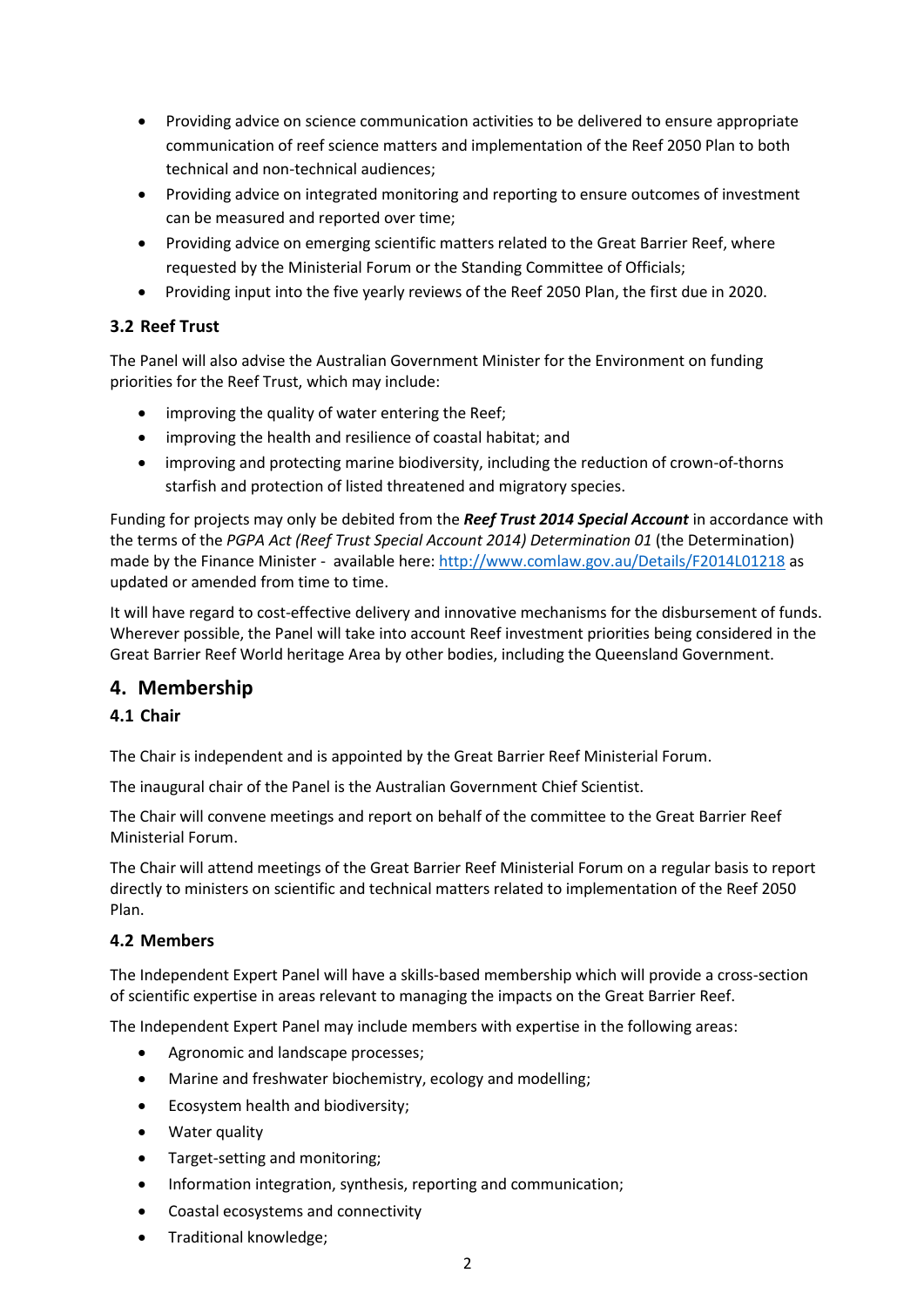- Providing advice on science communication activities to be delivered to ensure appropriate communication of reef science matters and implementation of the Reef 2050 Plan to both technical and non-technical audiences;
- Providing advice on integrated monitoring and reporting to ensure outcomes of investment can be measured and reported over time;
- Providing advice on emerging scientific matters related to the Great Barrier Reef, where requested by the Ministerial Forum or the Standing Committee of Officials;
- Providing input into the five yearly reviews of the Reef 2050 Plan, the first due in 2020.

### 3.2 Reef Trust

The Panel will also advise the Australian Government Minister for the Environment on funding priorities for the Reef Trust, which may include:

- improving the quality of water entering the Reef;
- improving the health and resilience of coastal habitat; and
- improving and protecting marine biodiversity, including the reduction of crown-of-thorns starfish and protection of listed threatened and migratory species.

Funding for projects may only be debited from the ***Reef Trust 2014 Special Account*** in accordance with the terms of the *PGPA Act (Reef Trust Special Account 2014) Determination 01* (the Determination) made by the Finance Minister - available here: http://www.comlaw.gov.au/Details/F2014L01218 as updated or amended from time to time.

It will have regard to cost-effective delivery and innovative mechanisms for the disbursement of funds. Wherever possible, the Panel will take into account Reef investment priorities being considered in the Great Barrier Reef World heritage Area by other bodies, including the Queensland Government.

## 4. Membership

### 4.1 Chair

The Chair is independent and is appointed by the Great Barrier Reef Ministerial Forum.

The inaugural chair of the Panel is the Australian Government Chief Scientist.

The Chair will convene meetings and report on behalf of the committee to the Great Barrier Reef Ministerial Forum.

The Chair will attend meetings of the Great Barrier Reef Ministerial Forum on a regular basis to report directly to ministers on scientific and technical matters related to implementation of the Reef 2050 Plan.

### 4.2 Members

The Independent Expert Panel will have a skills-based membership which will provide a cross-section of scientific expertise in areas relevant to managing the impacts on the Great Barrier Reef.

The Independent Expert Panel may include members with expertise in the following areas:

- Agronomic and landscape processes;
- Marine and freshwater biochemistry, ecology and modelling;
- Ecosystem health and biodiversity;
- Water quality
- Target-setting and monitoring;
- Information integration, synthesis, reporting and communication;
- Coastal ecosystems and connectivity
- Traditional knowledge;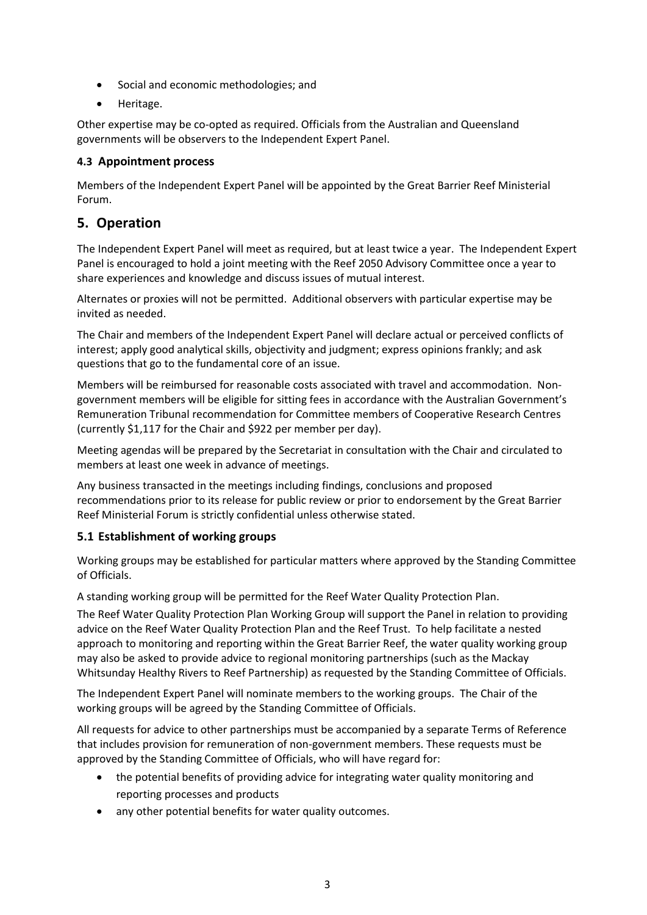- Social and economic methodologies; and
- Heritage.

Other expertise may be co-opted as required. Officials from the Australian and Queensland governments will be observers to the Independent Expert Panel.

### 4.3 Appointment process

Members of the Independent Expert Panel will be appointed by the Great Barrier Reef Ministerial Forum.

## 5. Operation

The Independent Expert Panel will meet as required, but at least twice a year. The Independent Expert Panel is encouraged to hold a joint meeting with the Reef 2050 Advisory Committee once a year to share experiences and knowledge and discuss issues of mutual interest.

Alternates or proxies will not be permitted. Additional observers with particular expertise may be invited as needed.

The Chair and members of the Independent Expert Panel will declare actual or perceived conflicts of interest; apply good analytical skills, objectivity and judgment; express opinions frankly; and ask questions that go to the fundamental core of an issue.

Members will be reimbursed for reasonable costs associated with travel and accommodation. Non-government members will be eligible for sitting fees in accordance with the Australian Government's Remuneration Tribunal recommendation for Committee members of Cooperative Research Centres (currently $1,117 for the Chair and $922 per member per day).

Meeting agendas will be prepared by the Secretariat in consultation with the Chair and circulated to members at least one week in advance of meetings.

Any business transacted in the meetings including findings, conclusions and proposed recommendations prior to its release for public review or prior to endorsement by the Great Barrier Reef Ministerial Forum is strictly confidential unless otherwise stated.

### 5.1 Establishment of working groups

Working groups may be established for particular matters where approved by the Standing Committee of Officials.

A standing working group will be permitted for the Reef Water Quality Protection Plan.

The Reef Water Quality Protection Plan Working Group will support the Panel in relation to providing advice on the Reef Water Quality Protection Plan and the Reef Trust. To help facilitate a nested approach to monitoring and reporting within the Great Barrier Reef, the water quality working group may also be asked to provide advice to regional monitoring partnerships (such as the Mackay Whitsunday Healthy Rivers to Reef Partnership) as requested by the Standing Committee of Officials.

The Independent Expert Panel will nominate members to the working groups. The Chair of the working groups will be agreed by the Standing Committee of Officials.

All requests for advice to other partnerships must be accompanied by a separate Terms of Reference that includes provision for remuneration of non-government members. These requests must be approved by the Standing Committee of Officials, who will have regard for:

- the potential benefits of providing advice for integrating water quality monitoring and reporting processes and products
- any other potential benefits for water quality outcomes.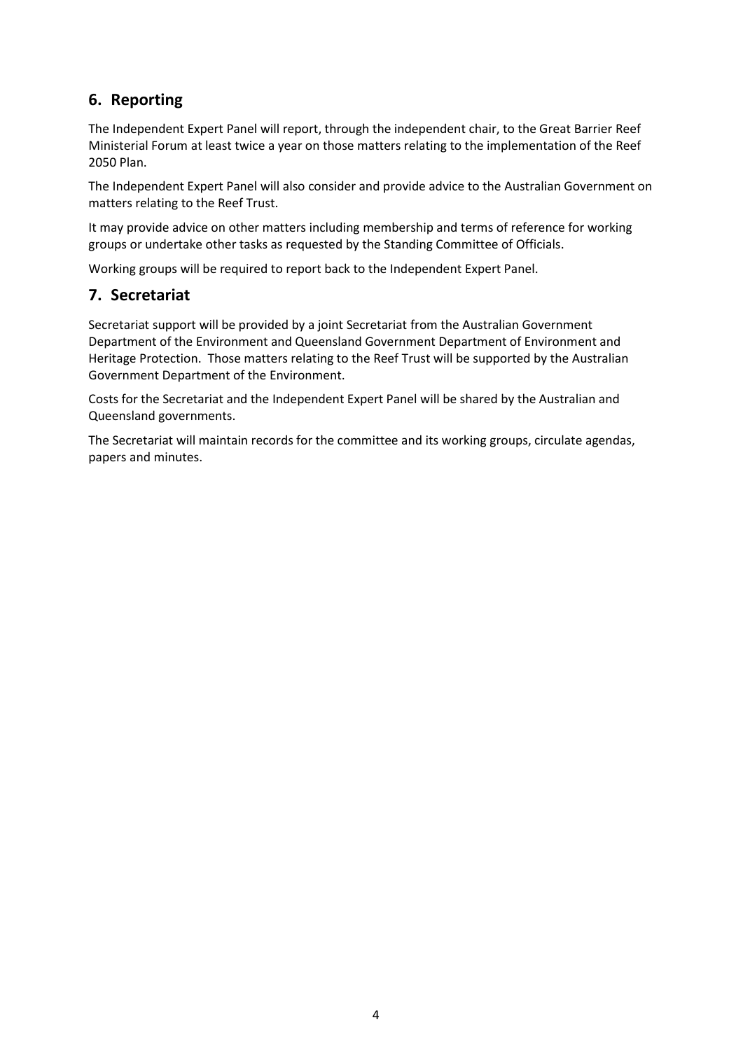## 6. Reporting

The Independent Expert Panel will report, through the independent chair, to the Great Barrier Reef Ministerial Forum at least twice a year on those matters relating to the implementation of the Reef 2050 Plan.

The Independent Expert Panel will also consider and provide advice to the Australian Government on matters relating to the Reef Trust.

It may provide advice on other matters including membership and terms of reference for working groups or undertake other tasks as requested by the Standing Committee of Officials.

Working groups will be required to report back to the Independent Expert Panel.

## 7. Secretariat

Secretariat support will be provided by a joint Secretariat from the Australian Government Department of the Environment and Queensland Government Department of Environment and Heritage Protection. Those matters relating to the Reef Trust will be supported by the Australian Government Department of the Environment.

Costs for the Secretariat and the Independent Expert Panel will be shared by the Australian and Queensland governments.

The Secretariat will maintain records for the committee and its working groups, circulate agendas, papers and minutes.